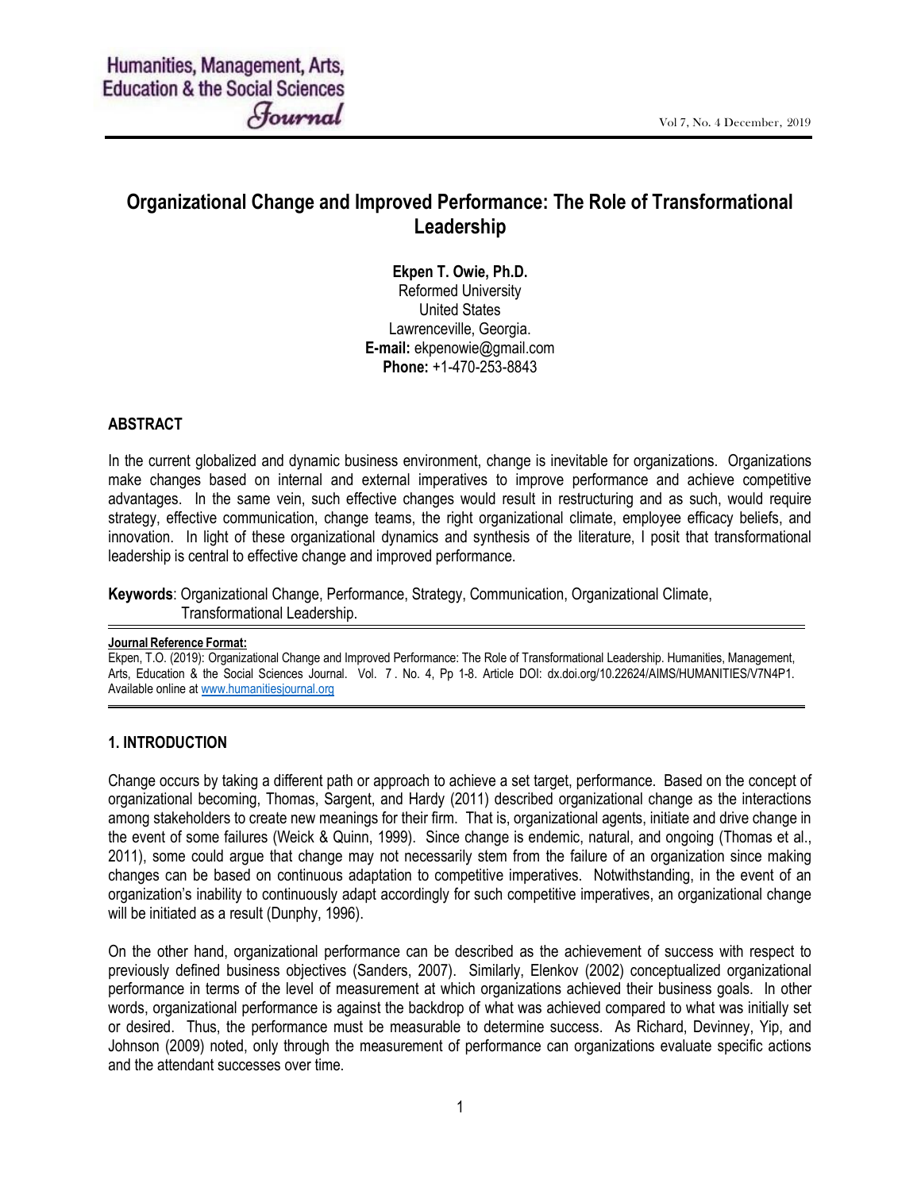# Organizational Change and Improved Performance: The Role of Transformational Leadership

**Ekpen T. Owie, Ph.D.**
Reformed University
United States
Lawrenceville, Georgia.
**E-mail:** ekpenowie@gmail.com
**Phone:** +1-470-253-8843

## ABSTRACT

In the current globalized and dynamic business environment, change is inevitable for organizations. Organizations make changes based on internal and external imperatives to improve performance and achieve competitive advantages. In the same vein, such effective changes would result in restructuring and as such, would require strategy, effective communication, change teams, the right organizational climate, employee efficacy beliefs, and innovation. In light of these organizational dynamics and synthesis of the literature, I posit that transformational leadership is central to effective change and improved performance.

**Keywords**: Organizational Change, Performance, Strategy, Communication, Organizational Climate, Transformational Leadership.

**Journal Reference Format:**
Ekpen, T.O. (2019): Organizational Change and Improved Performance: The Role of Transformational Leadership. Humanities, Management, Arts, Education & the Social Sciences Journal. Vol. 7 . No. 4, Pp 1-8. Article DOI: dx.doi.org/10.22624/AIMS/HUMANITIES/V7N4P1. Available online at www.humanitiesjournal.org

## 1. INTRODUCTION

Change occurs by taking a different path or approach to achieve a set target, performance. Based on the concept of organizational becoming, Thomas, Sargent, and Hardy (2011) described organizational change as the interactions among stakeholders to create new meanings for their firm. That is, organizational agents, initiate and drive change in the event of some failures (Weick & Quinn, 1999). Since change is endemic, natural, and ongoing (Thomas et al., 2011), some could argue that change may not necessarily stem from the failure of an organization since making changes can be based on continuous adaptation to competitive imperatives. Notwithstanding, in the event of an organization's inability to continuously adapt accordingly for such competitive imperatives, an organizational change will be initiated as a result (Dunphy, 1996).

On the other hand, organizational performance can be described as the achievement of success with respect to previously defined business objectives (Sanders, 2007). Similarly, Elenkov (2002) conceptualized organizational performance in terms of the level of measurement at which organizations achieved their business goals. In other words, organizational performance is against the backdrop of what was achieved compared to what was initially set or desired. Thus, the performance must be measurable to determine success. As Richard, Devinney, Yip, and Johnson (2009) noted, only through the measurement of performance can organizations evaluate specific actions and the attendant successes over time.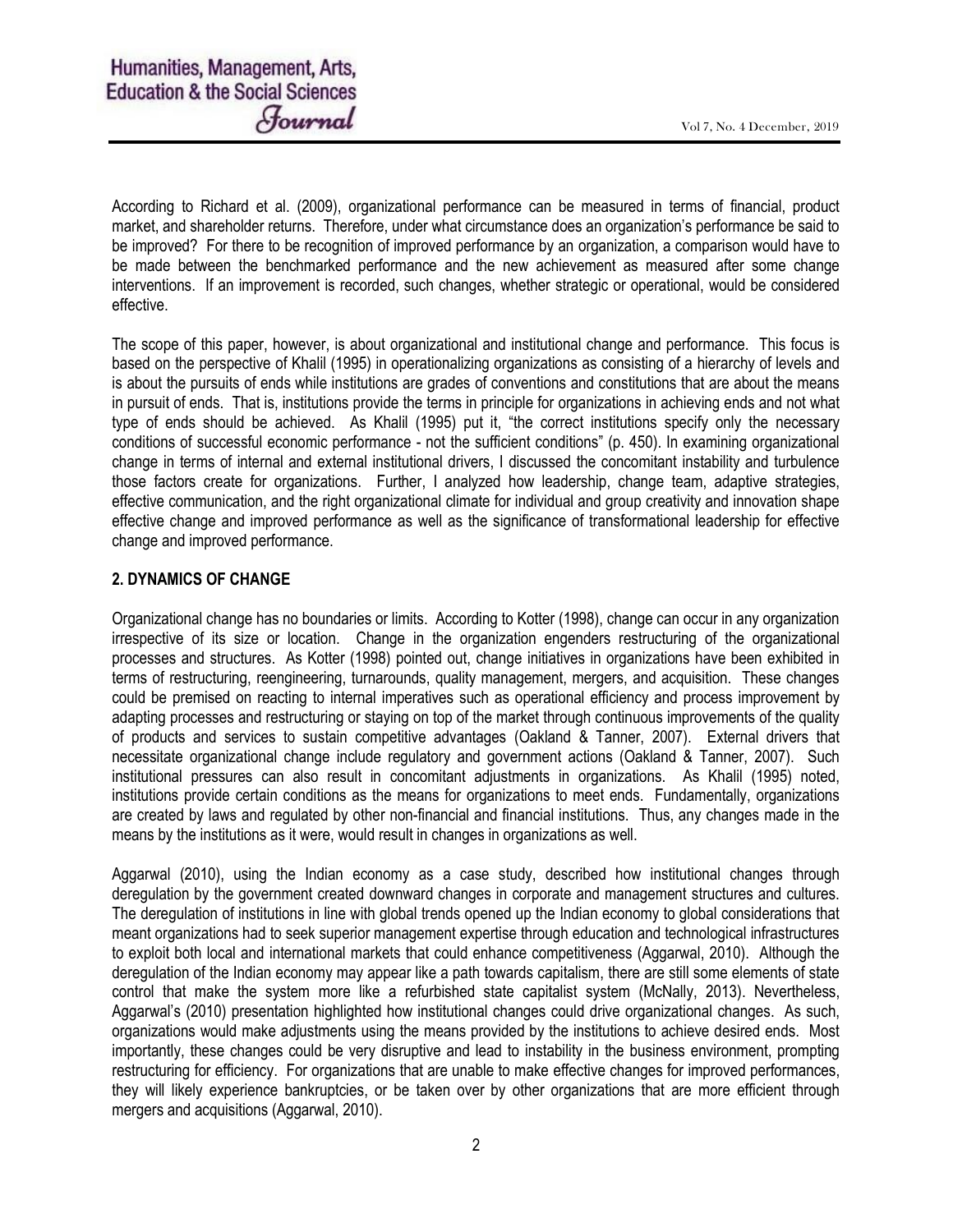According to Richard et al. (2009), organizational performance can be measured in terms of financial, product market, and shareholder returns. Therefore, under what circumstance does an organization's performance be said to be improved? For there to be recognition of improved performance by an organization, a comparison would have to be made between the benchmarked performance and the new achievement as measured after some change interventions. If an improvement is recorded, such changes, whether strategic or operational, would be considered effective.

The scope of this paper, however, is about organizational and institutional change and performance. This focus is based on the perspective of Khalil (1995) in operationalizing organizations as consisting of a hierarchy of levels and is about the pursuits of ends while institutions are grades of conventions and constitutions that are about the means in pursuit of ends. That is, institutions provide the terms in principle for organizations in achieving ends and not what type of ends should be achieved. As Khalil (1995) put it, "the correct institutions specify only the necessary conditions of successful economic performance - not the sufficient conditions" (p. 450). In examining organizational change in terms of internal and external institutional drivers, I discussed the concomitant instability and turbulence those factors create for organizations. Further, I analyzed how leadership, change team, adaptive strategies, effective communication, and the right organizational climate for individual and group creativity and innovation shape effective change and improved performance as well as the significance of transformational leadership for effective change and improved performance.

## 2. DYNAMICS OF CHANGE

Organizational change has no boundaries or limits. According to Kotter (1998), change can occur in any organization irrespective of its size or location. Change in the organization engenders restructuring of the organizational processes and structures. As Kotter (1998) pointed out, change initiatives in organizations have been exhibited in terms of restructuring, reengineering, turnarounds, quality management, mergers, and acquisition. These changes could be premised on reacting to internal imperatives such as operational efficiency and process improvement by adapting processes and restructuring or staying on top of the market through continuous improvements of the quality of products and services to sustain competitive advantages (Oakland & Tanner, 2007). External drivers that necessitate organizational change include regulatory and government actions (Oakland & Tanner, 2007). Such institutional pressures can also result in concomitant adjustments in organizations. As Khalil (1995) noted, institutions provide certain conditions as the means for organizations to meet ends. Fundamentally, organizations are created by laws and regulated by other non-financial and financial institutions. Thus, any changes made in the means by the institutions as it were, would result in changes in organizations as well.

Aggarwal (2010), using the Indian economy as a case study, described how institutional changes through deregulation by the government created downward changes in corporate and management structures and cultures. The deregulation of institutions in line with global trends opened up the Indian economy to global considerations that meant organizations had to seek superior management expertise through education and technological infrastructures to exploit both local and international markets that could enhance competitiveness (Aggarwal, 2010). Although the deregulation of the Indian economy may appear like a path towards capitalism, there are still some elements of state control that make the system more like a refurbished state capitalist system (McNally, 2013). Nevertheless, Aggarwal's (2010) presentation highlighted how institutional changes could drive organizational changes. As such, organizations would make adjustments using the means provided by the institutions to achieve desired ends. Most importantly, these changes could be very disruptive and lead to instability in the business environment, prompting restructuring for efficiency. For organizations that are unable to make effective changes for improved performances, they will likely experience bankruptcies, or be taken over by other organizations that are more efficient through mergers and acquisitions (Aggarwal, 2010).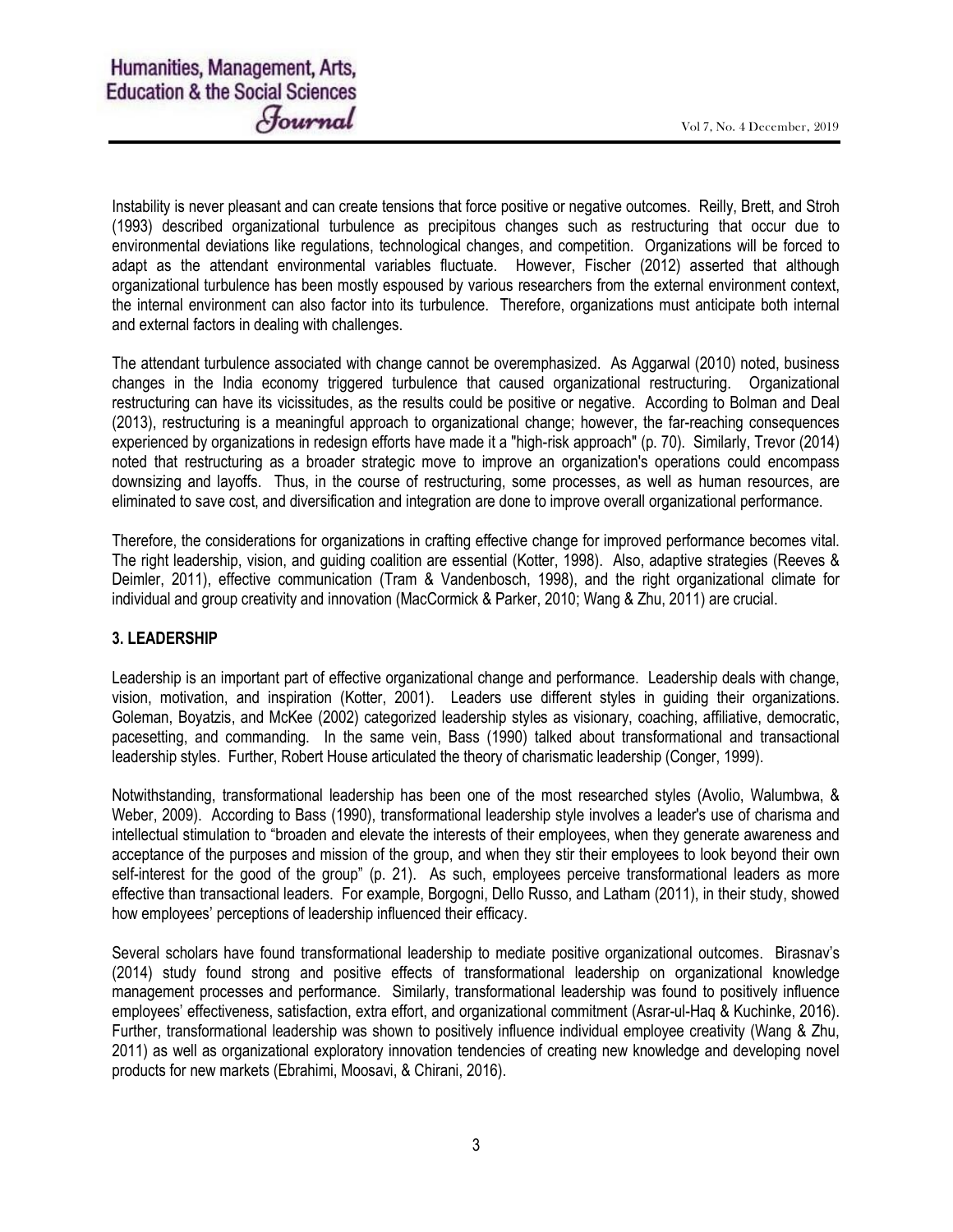Instability is never pleasant and can create tensions that force positive or negative outcomes. Reilly, Brett, and Stroh (1993) described organizational turbulence as precipitous changes such as restructuring that occur due to environmental deviations like regulations, technological changes, and competition. Organizations will be forced to adapt as the attendant environmental variables fluctuate. However, Fischer (2012) asserted that although organizational turbulence has been mostly espoused by various researchers from the external environment context, the internal environment can also factor into its turbulence. Therefore, organizations must anticipate both internal and external factors in dealing with challenges.

The attendant turbulence associated with change cannot be overemphasized. As Aggarwal (2010) noted, business changes in the India economy triggered turbulence that caused organizational restructuring. Organizational restructuring can have its vicissitudes, as the results could be positive or negative. According to Bolman and Deal (2013), restructuring is a meaningful approach to organizational change; however, the far-reaching consequences experienced by organizations in redesign efforts have made it a "high-risk approach" (p. 70). Similarly, Trevor (2014) noted that restructuring as a broader strategic move to improve an organization's operations could encompass downsizing and layoffs. Thus, in the course of restructuring, some processes, as well as human resources, are eliminated to save cost, and diversification and integration are done to improve overall organizational performance.

Therefore, the considerations for organizations in crafting effective change for improved performance becomes vital. The right leadership, vision, and guiding coalition are essential (Kotter, 1998). Also, adaptive strategies (Reeves & Deimler, 2011), effective communication (Tram & Vandenbosch, 1998), and the right organizational climate for individual and group creativity and innovation (MacCormick & Parker, 2010; Wang & Zhu, 2011) are crucial.

## 3. LEADERSHIP

Leadership is an important part of effective organizational change and performance. Leadership deals with change, vision, motivation, and inspiration (Kotter, 2001). Leaders use different styles in guiding their organizations. Goleman, Boyatzis, and McKee (2002) categorized leadership styles as visionary, coaching, affiliative, democratic, pacesetting, and commanding. In the same vein, Bass (1990) talked about transformational and transactional leadership styles. Further, Robert House articulated the theory of charismatic leadership (Conger, 1999).

Notwithstanding, transformational leadership has been one of the most researched styles (Avolio, Walumbwa, & Weber, 2009). According to Bass (1990), transformational leadership style involves a leader's use of charisma and intellectual stimulation to "broaden and elevate the interests of their employees, when they generate awareness and acceptance of the purposes and mission of the group, and when they stir their employees to look beyond their own self-interest for the good of the group" (p. 21). As such, employees perceive transformational leaders as more effective than transactional leaders. For example, Borgogni, Dello Russo, and Latham (2011), in their study, showed how employees' perceptions of leadership influenced their efficacy.

Several scholars have found transformational leadership to mediate positive organizational outcomes. Birasnav's (2014) study found strong and positive effects of transformational leadership on organizational knowledge management processes and performance. Similarly, transformational leadership was found to positively influence employees' effectiveness, satisfaction, extra effort, and organizational commitment (Asrar-ul-Haq & Kuchinke, 2016). Further, transformational leadership was shown to positively influence individual employee creativity (Wang & Zhu, 2011) as well as organizational exploratory innovation tendencies of creating new knowledge and developing novel products for new markets (Ebrahimi, Moosavi, & Chirani, 2016).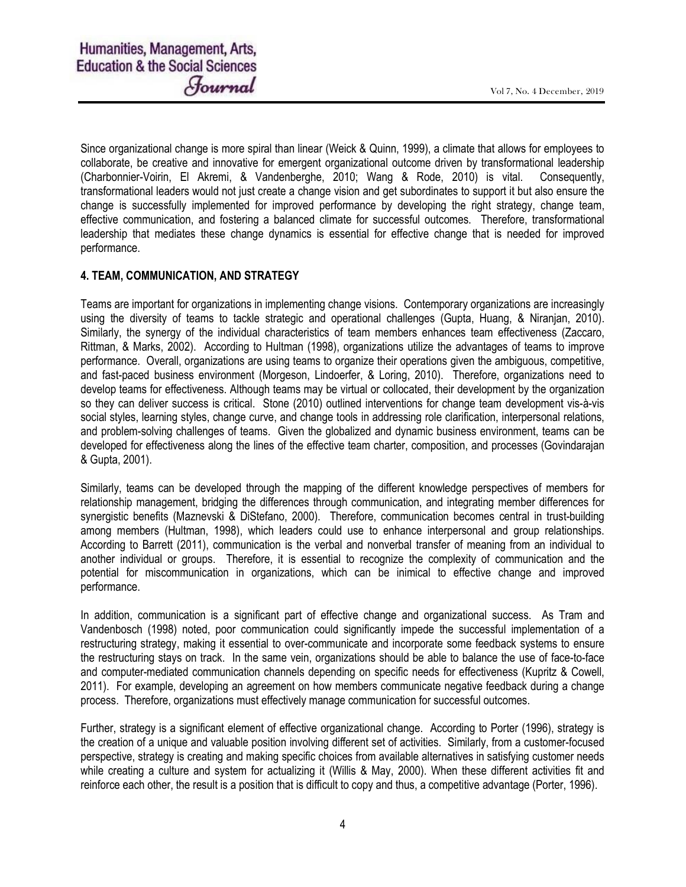Since organizational change is more spiral than linear (Weick & Quinn, 1999), a climate that allows for employees to collaborate, be creative and innovative for emergent organizational outcome driven by transformational leadership (Charbonnier-Voirin, El Akremi, & Vandenberghe, 2010; Wang & Rode, 2010) is vital. Consequently, transformational leaders would not just create a change vision and get subordinates to support it but also ensure the change is successfully implemented for improved performance by developing the right strategy, change team, effective communication, and fostering a balanced climate for successful outcomes. Therefore, transformational leadership that mediates these change dynamics is essential for effective change that is needed for improved performance.

## 4. TEAM, COMMUNICATION, AND STRATEGY

Teams are important for organizations in implementing change visions. Contemporary organizations are increasingly using the diversity of teams to tackle strategic and operational challenges (Gupta, Huang, & Niranjan, 2010). Similarly, the synergy of the individual characteristics of team members enhances team effectiveness (Zaccaro, Rittman, & Marks, 2002). According to Hultman (1998), organizations utilize the advantages of teams to improve performance. Overall, organizations are using teams to organize their operations given the ambiguous, competitive, and fast-paced business environment (Morgeson, Lindoerfer, & Loring, 2010). Therefore, organizations need to develop teams for effectiveness. Although teams may be virtual or collocated, their development by the organization so they can deliver success is critical. Stone (2010) outlined interventions for change team development vis-à-vis social styles, learning styles, change curve, and change tools in addressing role clarification, interpersonal relations, and problem-solving challenges of teams. Given the globalized and dynamic business environment, teams can be developed for effectiveness along the lines of the effective team charter, composition, and processes (Govindarajan & Gupta, 2001).

Similarly, teams can be developed through the mapping of the different knowledge perspectives of members for relationship management, bridging the differences through communication, and integrating member differences for synergistic benefits (Maznevski & DiStefano, 2000). Therefore, communication becomes central in trust-building among members (Hultman, 1998), which leaders could use to enhance interpersonal and group relationships. According to Barrett (2011), communication is the verbal and nonverbal transfer of meaning from an individual to another individual or groups. Therefore, it is essential to recognize the complexity of communication and the potential for miscommunication in organizations, which can be inimical to effective change and improved performance.

In addition, communication is a significant part of effective change and organizational success. As Tram and Vandenbosch (1998) noted, poor communication could significantly impede the successful implementation of a restructuring strategy, making it essential to over-communicate and incorporate some feedback systems to ensure the restructuring stays on track. In the same vein, organizations should be able to balance the use of face-to-face and computer-mediated communication channels depending on specific needs for effectiveness (Kupritz & Cowell, 2011). For example, developing an agreement on how members communicate negative feedback during a change process. Therefore, organizations must effectively manage communication for successful outcomes.

Further, strategy is a significant element of effective organizational change. According to Porter (1996), strategy is the creation of a unique and valuable position involving different set of activities. Similarly, from a customer-focused perspective, strategy is creating and making specific choices from available alternatives in satisfying customer needs while creating a culture and system for actualizing it (Willis & May, 2000). When these different activities fit and reinforce each other, the result is a position that is difficult to copy and thus, a competitive advantage (Porter, 1996).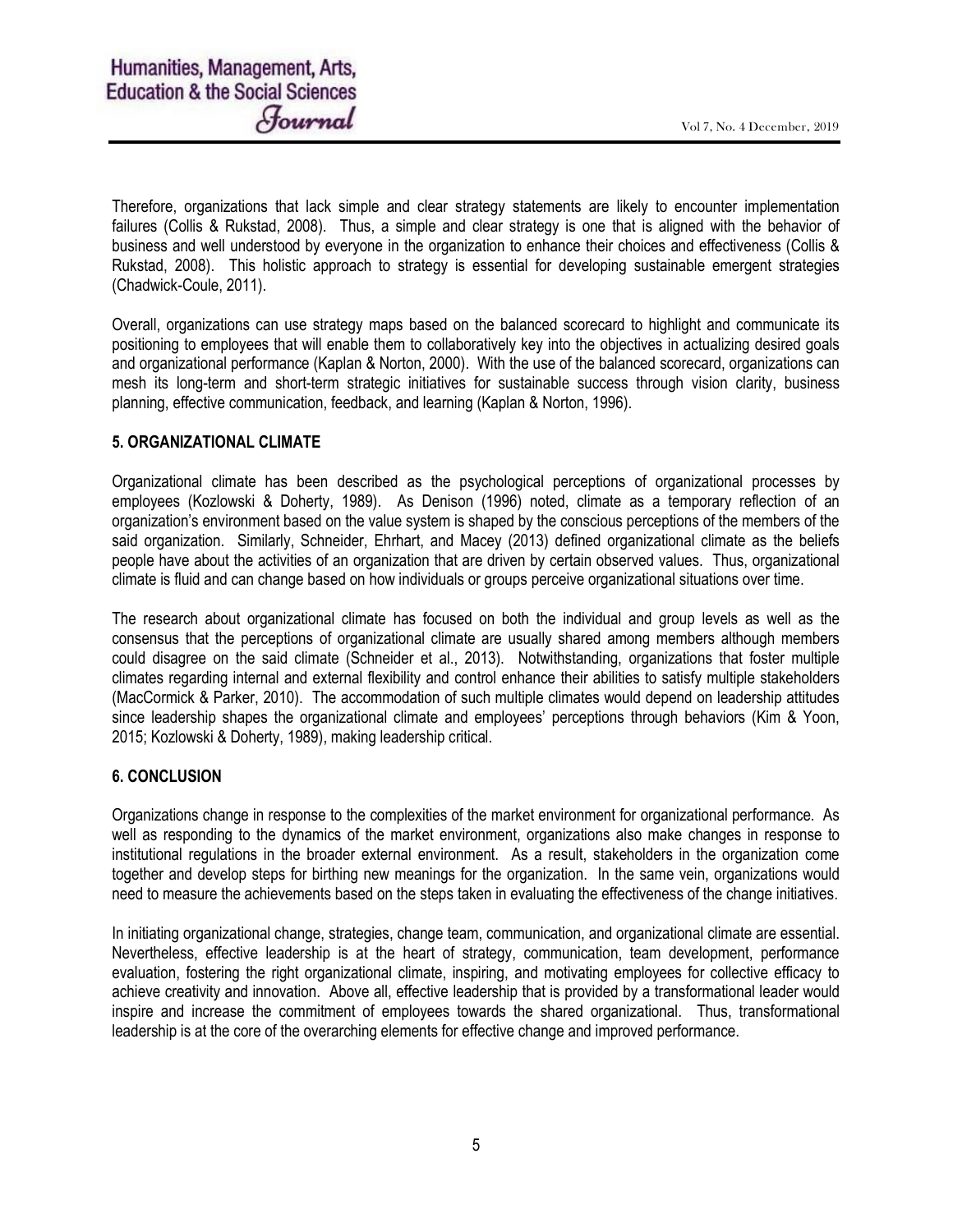Therefore, organizations that lack simple and clear strategy statements are likely to encounter implementation failures (Collis & Rukstad, 2008). Thus, a simple and clear strategy is one that is aligned with the behavior of business and well understood by everyone in the organization to enhance their choices and effectiveness (Collis & Rukstad, 2008). This holistic approach to strategy is essential for developing sustainable emergent strategies (Chadwick-Coule, 2011).

Overall, organizations can use strategy maps based on the balanced scorecard to highlight and communicate its positioning to employees that will enable them to collaboratively key into the objectives in actualizing desired goals and organizational performance (Kaplan & Norton, 2000). With the use of the balanced scorecard, organizations can mesh its long-term and short-term strategic initiatives for sustainable success through vision clarity, business planning, effective communication, feedback, and learning (Kaplan & Norton, 1996).

## 5. ORGANIZATIONAL CLIMATE

Organizational climate has been described as the psychological perceptions of organizational processes by employees (Kozlowski & Doherty, 1989). As Denison (1996) noted, climate as a temporary reflection of an organization's environment based on the value system is shaped by the conscious perceptions of the members of the said organization. Similarly, Schneider, Ehrhart, and Macey (2013) defined organizational climate as the beliefs people have about the activities of an organization that are driven by certain observed values. Thus, organizational climate is fluid and can change based on how individuals or groups perceive organizational situations over time.

The research about organizational climate has focused on both the individual and group levels as well as the consensus that the perceptions of organizational climate are usually shared among members although members could disagree on the said climate (Schneider et al., 2013). Notwithstanding, organizations that foster multiple climates regarding internal and external flexibility and control enhance their abilities to satisfy multiple stakeholders (MacCormick & Parker, 2010). The accommodation of such multiple climates would depend on leadership attitudes since leadership shapes the organizational climate and employees' perceptions through behaviors (Kim & Yoon, 2015; Kozlowski & Doherty, 1989), making leadership critical.

## 6. CONCLUSION

Organizations change in response to the complexities of the market environment for organizational performance. As well as responding to the dynamics of the market environment, organizations also make changes in response to institutional regulations in the broader external environment. As a result, stakeholders in the organization come together and develop steps for birthing new meanings for the organization. In the same vein, organizations would need to measure the achievements based on the steps taken in evaluating the effectiveness of the change initiatives.

In initiating organizational change, strategies, change team, communication, and organizational climate are essential. Nevertheless, effective leadership is at the heart of strategy, communication, team development, performance evaluation, fostering the right organizational climate, inspiring, and motivating employees for collective efficacy to achieve creativity and innovation. Above all, effective leadership that is provided by a transformational leader would inspire and increase the commitment of employees towards the shared organizational. Thus, transformational leadership is at the core of the overarching elements for effective change and improved performance.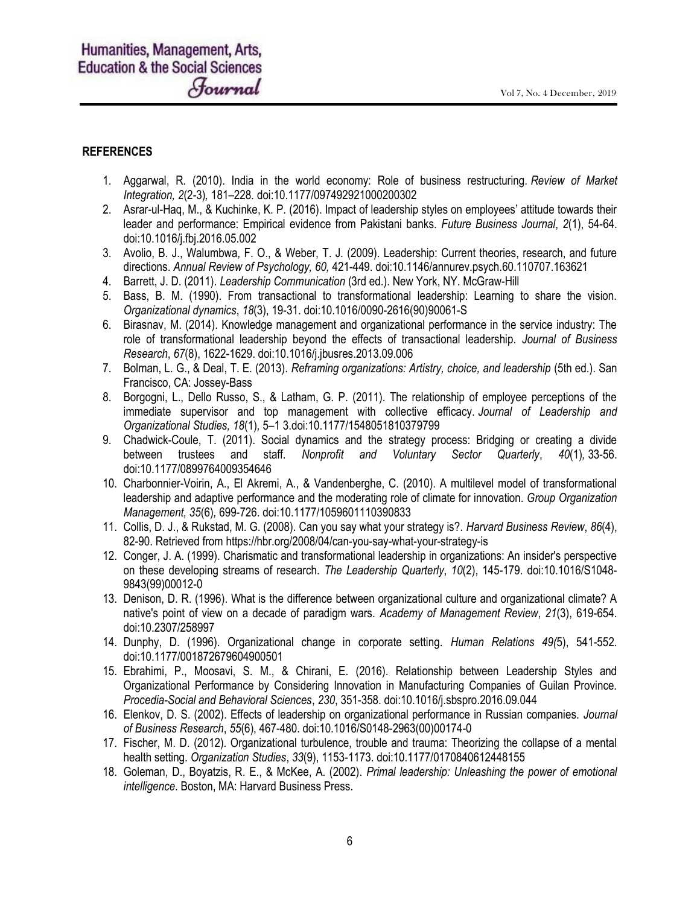## REFERENCES

1. Aggarwal, R. (2010). India in the world economy: Role of business restructuring. *Review of Market Integration, 2*(2-3)*,* 181–228. doi:10.1177/097492921000200302
2. Asrar-ul-Haq, M., & Kuchinke, K. P. (2016). Impact of leadership styles on employees' attitude towards their leader and performance: Empirical evidence from Pakistani banks. *Future Business Journal*, *2*(1), 54-64. doi:10.1016/j.fbj.2016.05.002
3. Avolio, B. J., Walumbwa, F. O., & Weber, T. J. (2009). Leadership: Current theories, research, and future directions. *Annual Review of Psychology, 60,* 421-449. doi:10.1146/annurev.psych.60.110707.163621
4. Barrett, J. D. (2011). *Leadership Communication* (3rd ed.). New York, NY. McGraw-Hill
5. Bass, B. M. (1990). From transactional to transformational leadership: Learning to share the vision. *Organizational dynamics*, *18*(3), 19-31. doi:10.1016/0090-2616(90)90061-S
6. Birasnav, M. (2014). Knowledge management and organizational performance in the service industry: The role of transformational leadership beyond the effects of transactional leadership. *Journal of Business Research*, *67*(8), 1622-1629. doi:10.1016/j.jbusres.2013.09.006
7. Bolman, L. G., & Deal, T. E. (2013). *Reframing organizations: Artistry, choice, and leadership* (5th ed.). San Francisco, CA: Jossey-Bass
8. Borgogni, L., Dello Russo, S., & Latham, G. P. (2011). The relationship of employee perceptions of the immediate supervisor and top management with collective efficacy. *Journal of Leadership and Organizational Studies, 18*(1)*,* 5–1 3.doi:10.1177/1548051810379799
9. Chadwick-Coule, T. (2011). Social dynamics and the strategy process: Bridging or creating a divide between trustees and staff. *Nonprofit and Voluntary Sector Quarterly*, *40*(1)*,* 33-56. doi:10.1177/0899764009354646
10. Charbonnier-Voirin, A., El Akremi, A., & Vandenberghe, C. (2010). A multilevel model of transformational leadership and adaptive performance and the moderating role of climate for innovation. *Group Organization Management, 35*(6)*,* 699-726. doi:10.1177/1059601110390833
11. Collis, D. J., & Rukstad, M. G. (2008). Can you say what your strategy is?. *Harvard Business Review*, *86*(4), 82-90. Retrieved from https://hbr.org/2008/04/can-you-say-what-your-strategy-is
12. Conger, J. A. (1999). Charismatic and transformational leadership in organizations: An insider's perspective on these developing streams of research. *The Leadership Quarterly*, *10*(2), 145-179. doi:10.1016/S1048-9843(99)00012-0
13. Denison, D. R. (1996). What is the difference between organizational culture and organizational climate? A native's point of view on a decade of paradigm wars. *Academy of Management Review*, *21*(3), 619-654. doi:10.2307/258997
14. Dunphy, D. (1996). Organizational change in corporate setting. *Human Relations 49(*5), 541-552. doi:10.1177/001872679604900501
15. Ebrahimi, P., Moosavi, S. M., & Chirani, E. (2016). Relationship between Leadership Styles and Organizational Performance by Considering Innovation in Manufacturing Companies of Guilan Province. *Procedia-Social and Behavioral Sciences*, *230*, 351-358. doi:10.1016/j.sbspro.2016.09.044
16. Elenkov, D. S. (2002). Effects of leadership on organizational performance in Russian companies. *Journal of Business Research*, *55*(6), 467-480. doi:10.1016/S0148-2963(00)00174-0
17. Fischer, M. D. (2012). Organizational turbulence, trouble and trauma: Theorizing the collapse of a mental health setting. *Organization Studies*, *33*(9), 1153-1173. doi:10.1177/0170840612448155
18. Goleman, D., Boyatzis, R. E., & McKee, A. (2002). *Primal leadership: Unleashing the power of emotional intelligence*. Boston, MA: Harvard Business Press.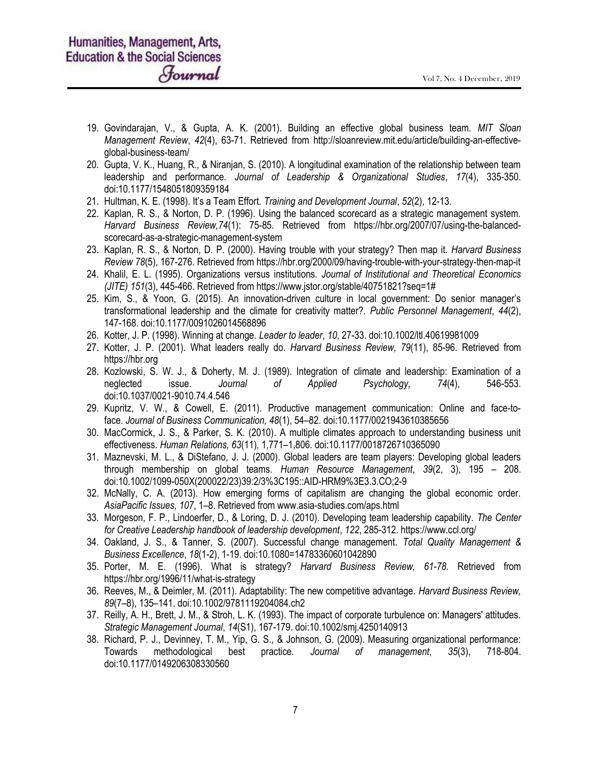19. Govindarajan, V., & Gupta, A. K. (2001). Building an effective global business team. *MIT Sloan Management Review*, *42*(4), 63-71. Retrieved from http://sloanreview.mit.edu/article/building-an-effective-global-business-team/
20. Gupta, V. K., Huang, R., & Niranjan, S. (2010). A longitudinal examination of the relationship between team leadership and performance. *Journal of Leadership & Organizational Studies*, *17*(4), 335-350. doi:10.1177/1548051809359184
21. Hultman, K. E. (1998). It's a Team Effort. *Training and Development Journal*, *52*(2), 12-13.
22. Kaplan, R. S., & Norton, D. P. (1996). Using the balanced scorecard as a strategic management system. *Harvard Business Review,74*(1): 75-85. Retrieved from https://hbr.org/2007/07/using-the-balanced-scorecard-as-a-strategic-management-system
23. Kaplan, R. S., & Norton, D. P. (2000). Having trouble with your strategy? Then map it. *Harvard Business Review 78*(5), 167-276. Retrieved from https://hbr.org/2000/09/having-trouble-with-your-strategy-then-map-it
24. Khalil, E. L. (1995). Organizations versus institutions. *Journal of Institutional and Theoretical Economics (JITE) 151*(3), 445-466. Retrieved from https://www.jstor.org/stable/40751821?seq=1#
25. Kim, S., & Yoon, G. (2015). An innovation-driven culture in local government: Do senior manager's transformational leadership and the climate for creativity matter?. *Public Personnel Management*, *44*(2), 147-168. doi:10.1177/0091026014568896
26. Kotter, J. P. (1998). Winning at change. *Leader to leader*, *10*, 27-33. doi:10.1002/ltl.40619981009
27. Kotter, J. P. (2001). What leaders really do. *Harvard Business Review, 79*(11), 85-96. Retrieved from https://hbr.org
28. Kozlowski, S. W. J., & Doherty, M. J. (1989). Integration of climate and leadership: Examination of a neglected issue. *Journal of Applied Psychology, 74*(4), 546-553. doi:10.1037/0021-9010.74.4.546
29. Kupritz, V. W., & Cowell, E. (2011). Productive management communication: Online and face-to-face. *Journal of Business Communication, 48*(1), 54–82. doi:10.1177/0021943610385656
30. MacCormick, J. S., & Parker, S. K. (2010). A multiple climates approach to understanding business unit effectiveness. *Human Relations, 63*(11)*,* 1,771–1,806. doi:10.1177/0018726710365090
31. Maznevski, M. L., & DiStefano, J. J. (2000). Global leaders are team players: Developing global leaders through membership on global teams. *Human Resource Management*, *39*(2, 3), 195 – 208. doi:10.1002/1099-050X(200022/23)39:2/3%3C195::AID-HRM9%3E3.3.CO;2-9
32. McNally, C. A. (2013). How emerging forms of capitalism are changing the global economic order. *AsiaPacific Issues, 107*, 1–8. Retrieved from www.asia-studies.com/aps.html
33. Morgeson, F. P., Lindoerfer, D., & Loring, D. J. (2010). Developing team leadership capability. *The Center for Creative Leadership handbook of leadership development*, *122*, 285-312. https://www.ccl.org/
34. Oakland, J. S., & Tanner, S. (2007). Successful change management. *Total Quality Management & Business Excellence*, *18*(1-2), 1-19. doi:10.1080=14783360601042890
35. Porter, M. E. (1996). What is strategy? *Harvard Business Review, 61-78.* Retrieved from https://hbr.org/1996/11/what-is-strategy
36. Reeves, M., & Deimler, M. (2011). Adaptability: The new competitive advantage. *Harvard Business Review, 89*(7–8), 135–141. doi:10.1002/9781119204084.ch2
37. Reilly, A. H., Brett, J. M., & Stroh, L. K. (1993). The impact of corporate turbulence on: Managers' attitudes. *Strategic Management Journal*, *14*(S1), 167-179. doi:10.1002/smj.4250140913
38. Richard, P. J., Devinney, T. M., Yip, G. S., & Johnson, G. (2009). Measuring organizational performance: Towards methodological best practice. *Journal of management*, *35*(3), 718-804. doi:10.1177/0149206308330560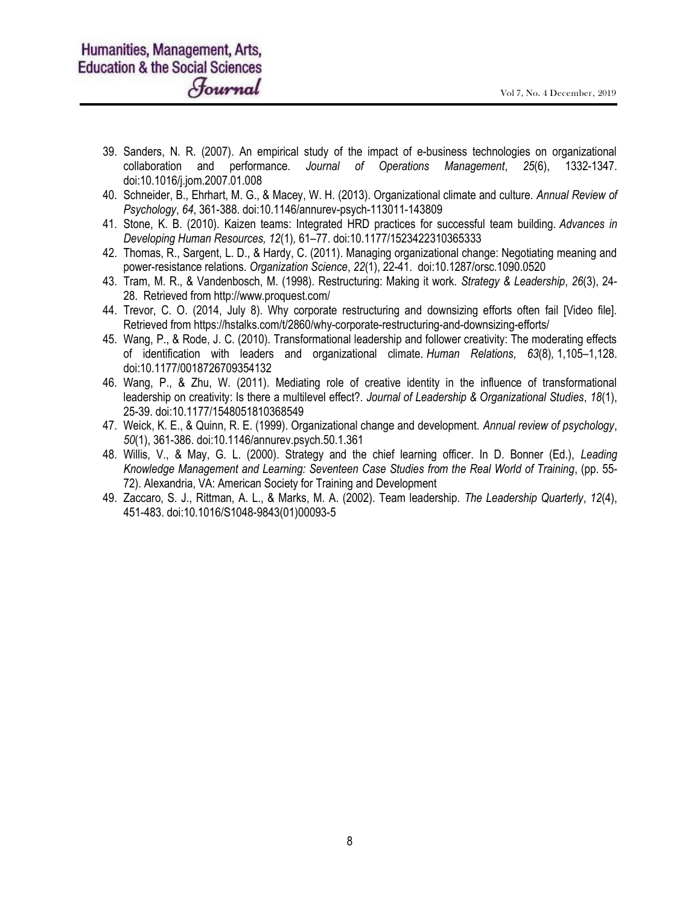39. Sanders, N. R. (2007). An empirical study of the impact of e-business technologies on organizational collaboration and performance. *Journal of Operations Management*, *25*(6), 1332-1347. doi:10.1016/j.jom.2007.01.008
40. Schneider, B., Ehrhart, M. G., & Macey, W. H. (2013). Organizational climate and culture. *Annual Review of Psychology*, *64*, 361-388. doi:10.1146/annurev-psych-113011-143809
41. Stone, K. B. (2010). Kaizen teams: Integrated HRD practices for successful team building. *Advances in Developing Human Resources, 12*(1)*,* 61–77. doi:10.1177/1523422310365333
42. Thomas, R., Sargent, L. D., & Hardy, C. (2011). Managing organizational change: Negotiating meaning and power-resistance relations. *Organization Science*, *22*(1), 22-41. doi:10.1287/orsc.1090.0520
43. Tram, M. R., & Vandenbosch, M. (1998). Restructuring: Making it work. *Strategy & Leadership*, *26*(3), 24-28. Retrieved from http://www.proquest.com/
44. Trevor, C. O. (2014, July 8). Why corporate restructuring and downsizing efforts often fail [Video file]. Retrieved from https://hstalks.com/t/2860/why-corporate-restructuring-and-downsizing-efforts/
45. Wang, P., & Rode, J. C. (2010). Transformational leadership and follower creativity: The moderating effects of identification with leaders and organizational climate. *Human Relations, 63*(8)*,* 1,105–1,128. doi:10.1177/0018726709354132
46. Wang, P., & Zhu, W. (2011). Mediating role of creative identity in the influence of transformational leadership on creativity: Is there a multilevel effect?. *Journal of Leadership & Organizational Studies*, *18*(1), 25-39. doi:10.1177/1548051810368549
47. Weick, K. E., & Quinn, R. E. (1999). Organizational change and development. *Annual review of psychology*, *50*(1), 361-386. doi:10.1146/annurev.psych.50.1.361
48. Willis, V., & May, G. L. (2000). Strategy and the chief learning officer. In D. Bonner (Ed.), *Leading Knowledge Management and Learning: Seventeen Case Studies from the Real World of Training*, (pp. 55-72). Alexandria, VA: American Society for Training and Development
49. Zaccaro, S. J., Rittman, A. L., & Marks, M. A. (2002). Team leadership. *The Leadership Quarterly*, *12*(4), 451-483. doi:10.1016/S1048-9843(01)00093-5